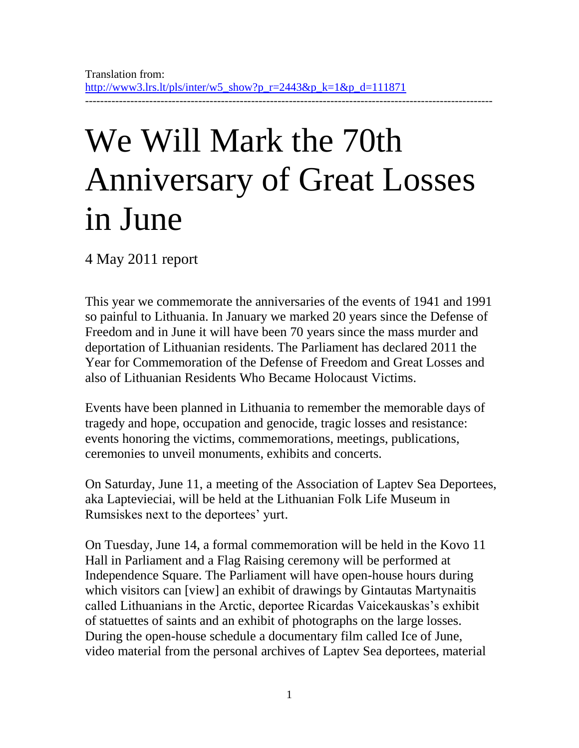Translation from:
http://www3.lrs.lt/pls/inter/w5_show?p_r=2443&p_k=1&p_d=111871

---

# We Will Mark the 70th Anniversary of Great Losses in June

4 May 2011 report

This year we commemorate the anniversaries of the events of 1941 and 1991 so painful to Lithuania. In January we marked 20 years since the Defense of Freedom and in June it will have been 70 years since the mass murder and deportation of Lithuanian residents. The Parliament has declared 2011 the Year for Commemoration of the Defense of Freedom and Great Losses and also of Lithuanian Residents Who Became Holocaust Victims.

Events have been planned in Lithuania to remember the memorable days of tragedy and hope, occupation and genocide, tragic losses and resistance: events honoring the victims, commemorations, meetings, publications, ceremonies to unveil monuments, exhibits and concerts.

On Saturday, June 11, a meeting of the Association of Laptev Sea Deportees, aka Lapteviečiai, will be held at the Lithuanian Folk Life Museum in Rumsiskes next to the deportees' yurt.

On Tuesday, June 14, a formal commemoration will be held in the Kovo 11 Hall in Parliament and a Flag Raising ceremony will be performed at Independence Square. The Parliament will have open-house hours during which visitors can [view] an exhibit of drawings by Gintautas Martynaitis called Lithuanians in the Arctic, deportee Ricardas Vaicekauskas's exhibit of statuettes of saints and an exhibit of photographs on the large losses. During the open-house schedule a documentary film called Ice of June, video material from the personal archives of Laptev Sea deportees, material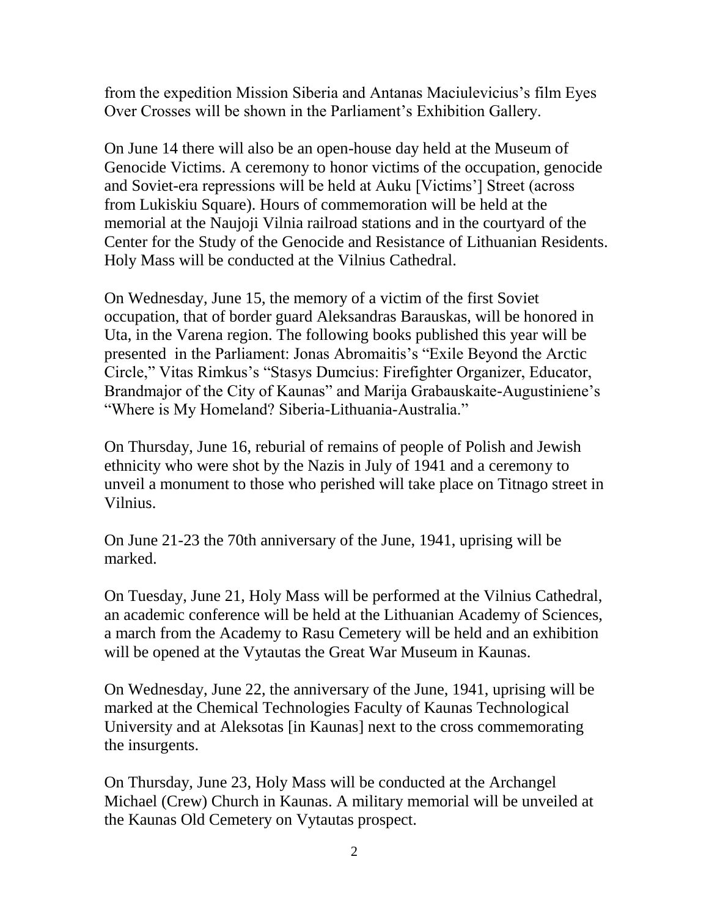from the expedition Mission Siberia and Antanas Maciulevicius's film Eyes Over Crosses will be shown in the Parliament's Exhibition Gallery.

On June 14 there will also be an open-house day held at the Museum of Genocide Victims. A ceremony to honor victims of the occupation, genocide and Soviet-era repressions will be held at Auku [Victims'] Street (across from Lukiskiu Square). Hours of commemoration will be held at the memorial at the Naujoji Vilnia railroad stations and in the courtyard of the Center for the Study of the Genocide and Resistance of Lithuanian Residents. Holy Mass will be conducted at the Vilnius Cathedral.

On Wednesday, June 15, the memory of a victim of the first Soviet occupation, that of border guard Aleksandras Barauskas, will be honored in Uta, in the Varena region. The following books published this year will be presented in the Parliament: Jonas Abromaitis's "Exile Beyond the Arctic Circle," Vitas Rimkus's "Stasys Dumcius: Firefighter Organizer, Educator, Brandmajor of the City of Kaunas" and Marija Grabauskaite-Augustiniene's "Where is My Homeland? Siberia-Lithuania-Australia."

On Thursday, June 16, reburial of remains of people of Polish and Jewish ethnicity who were shot by the Nazis in July of 1941 and a ceremony to unveil a monument to those who perished will take place on Titnago street in Vilnius.

On June 21-23 the 70th anniversary of the June, 1941, uprising will be marked.

On Tuesday, June 21, Holy Mass will be performed at the Vilnius Cathedral, an academic conference will be held at the Lithuanian Academy of Sciences, a march from the Academy to Rasu Cemetery will be held and an exhibition will be opened at the Vytautas the Great War Museum in Kaunas.

On Wednesday, June 22, the anniversary of the June, 1941, uprising will be marked at the Chemical Technologies Faculty of Kaunas Technological University and at Aleksotas [in Kaunas] next to the cross commemorating the insurgents.

On Thursday, June 23, Holy Mass will be conducted at the Archangel Michael (Crew) Church in Kaunas. A military memorial will be unveiled at the Kaunas Old Cemetery on Vytautas prospect.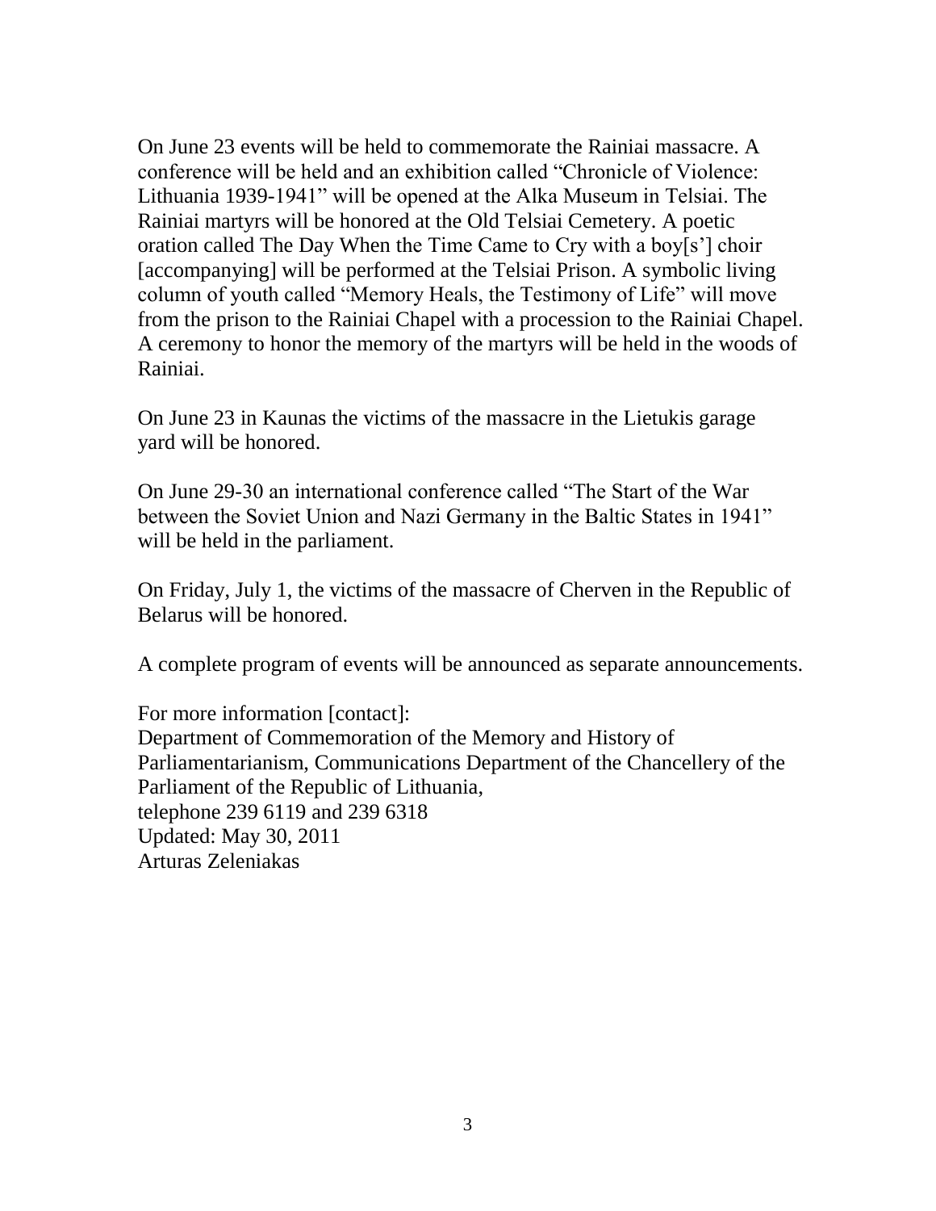On June 23 events will be held to commemorate the Rainiai massacre. A conference will be held and an exhibition called "Chronicle of Violence: Lithuania 1939-1941" will be opened at the Alka Museum in Telsiai. The Rainiai martyrs will be honored at the Old Telsiai Cemetery. A poetic oration called The Day When the Time Came to Cry with a boy[s'] choir [accompanying] will be performed at the Telsiai Prison. A symbolic living column of youth called "Memory Heals, the Testimony of Life" will move from the prison to the Rainiai Chapel with a procession to the Rainiai Chapel. A ceremony to honor the memory of the martyrs will be held in the woods of Rainiai.

On June 23 in Kaunas the victims of the massacre in the Lietukis garage yard will be honored.

On June 29-30 an international conference called "The Start of the War between the Soviet Union and Nazi Germany in the Baltic States in 1941" will be held in the parliament.

On Friday, July 1, the victims of the massacre of Cherven in the Republic of Belarus will be honored.

A complete program of events will be announced as separate announcements.

For more information [contact]:  
Department of Commemoration of the Memory and History of Parliamentarianism, Communications Department of the Chancellery of the Parliament of the Republic of Lithuania,  
telephone 239 6119 and 239 6318  
Updated: May 30, 2011  
Arturas Zeleniakas